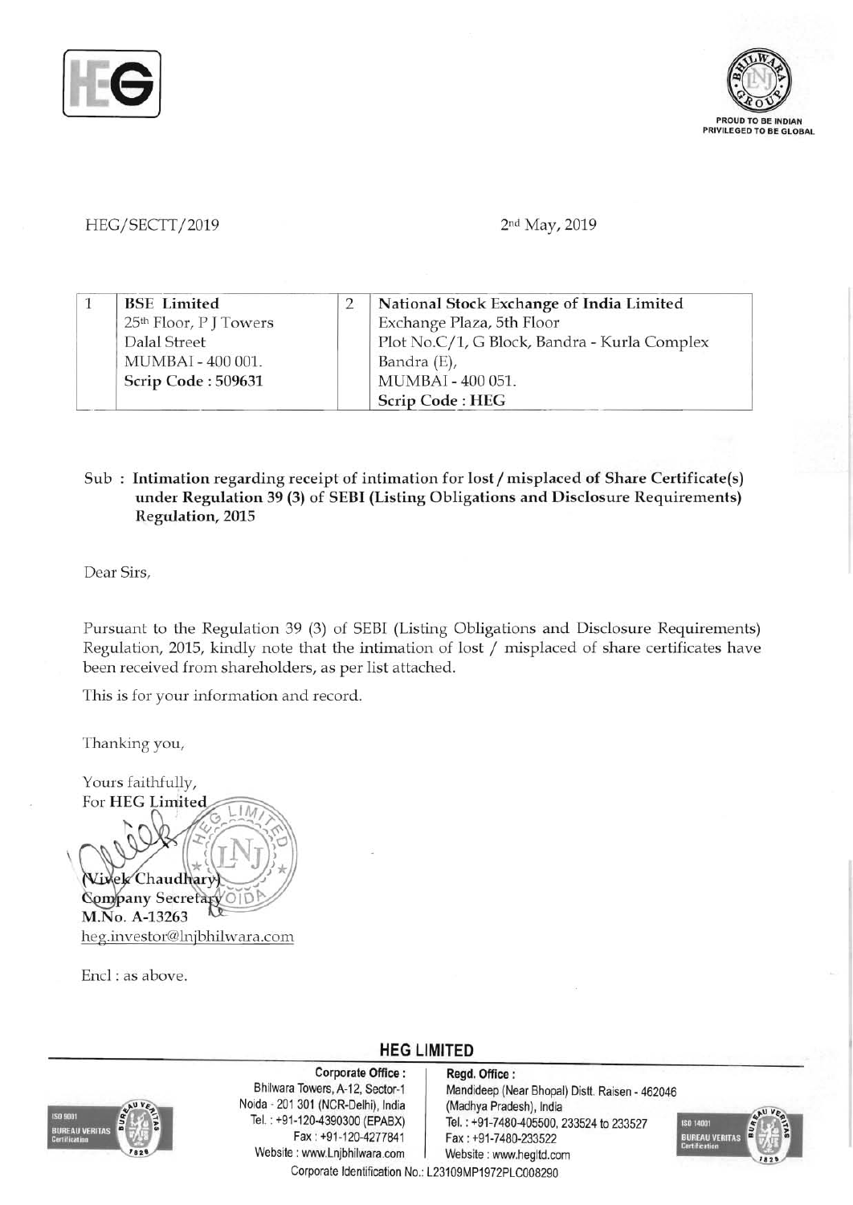HEG/SECTT/2019

2nd May, 2019

| 1 | BSE Limited<br>25th Floor, P J Towers<br>Dalal Street<br>MUMBAI - 400 001.<br>**Scrip Code : 509631** | 2 | **National Stock Exchange of India Limited**<br>Exchange Plaza, 5th Floor<br>Plot No.C/1, G Block, Bandra - Kurla Complex<br>Bandra (E),<br>MUMBAI - 400 051.<br>**Scrip Code : HEG** |
|---|---|---|---|

Sub : **Intimation regarding receipt of intimation for lost / misplaced of Share Certificate(s) under Regulation 39 (3) of SEBI (Listing Obligations and Disclosure Requirements) Regulation, 2015**

Dear Sirs,

Pursuant to the Regulation 39 (3) of SEBI (Listing Obligations and Disclosure Requirements) Regulation, 2015, kindly note that the intimation of lost / misplaced of share certificates have been received from shareholders, as per list attached.

This is for your information and record.

Thanking you,

Yours faithfully,
For **HEG Limited**

(Vivek Chaudhary)
Company Secretary
M.No. A-13263
heg.investor@lnjbhilwara.com

Encl : as above.

**HEG LIMITED**

**Corporate Office :**
Bhilwara Towers, A-12, Sector-1
Noida - 201 301 (NCR-Delhi), India
Tel. : +91-120-4390300 (EPABX)
Fax : +91-120-4277841
Website : www.Lnjbhilwara.com

**Regd. Office :**
Mandideep (Near Bhopal) Distt. Raisen - 462046
(Madhya Pradesh), India
Tel. : +91-7480-405500, 233524 to 233527
Fax : +91-7480-233522
Website : www.hegltd.com

Corporate Identification No.: L23109MP1972PLC008290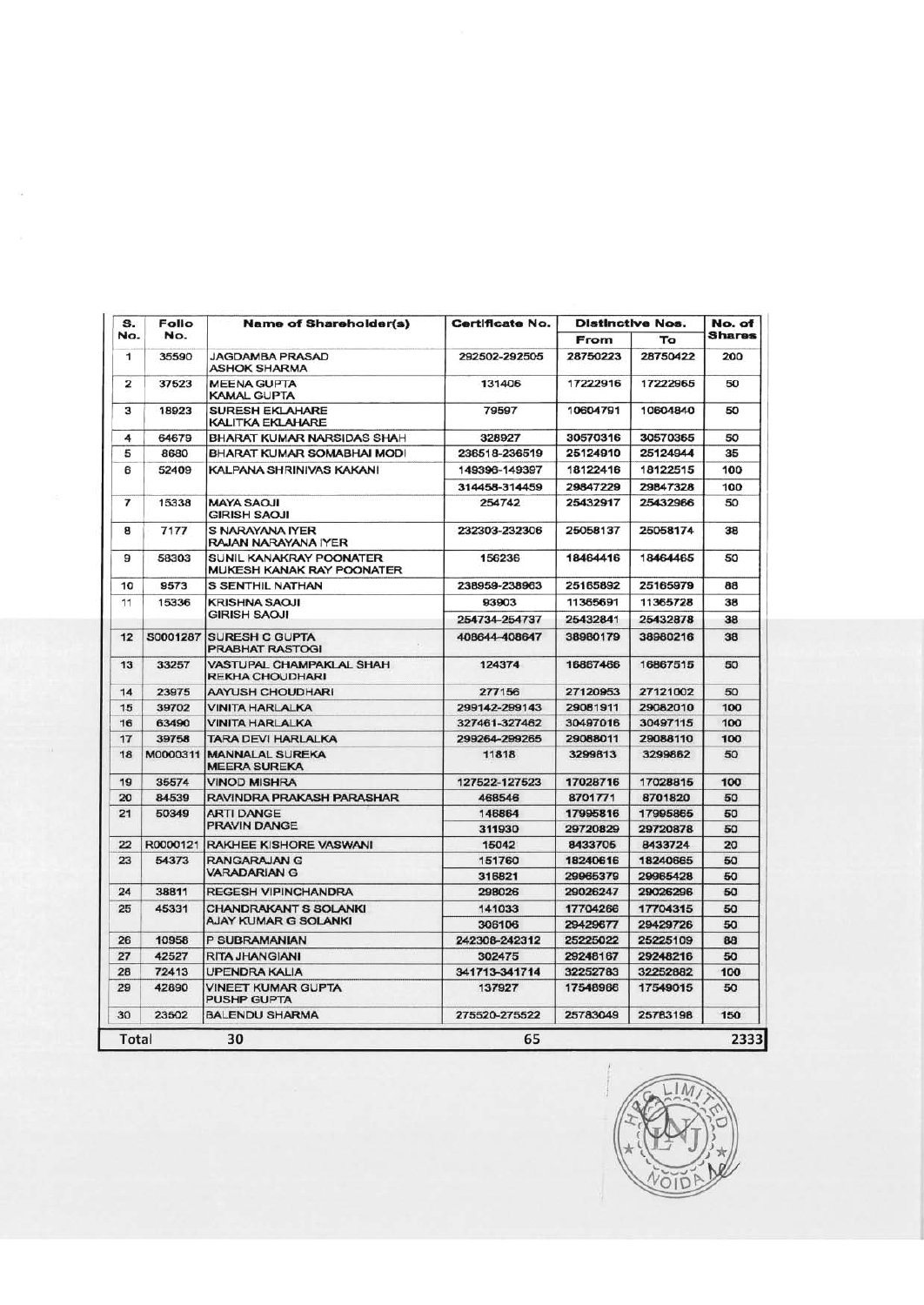| S. No. | Folio No. | Name of Shareholder(s) | Certificate No. | Distinctive Nos. | | No. of Shares |
|---|---|---|---|---|---|---|
| | | | | From | To | |
| 1 | 35590 | JAGDAMBA PRASAD ASHOK SHARMA | 292502-292505 | 28750223 | 28750422 | 200 |
| 2 | 37523 | MEENA GUPTA KAMAL GUPTA | 131406 | 17222916 | 17222965 | 50 |
| 3 | 18923 | SURESH EKLAHARE KALITKA EKLAHARE | 79597 | 10604791 | 10604840 | 50 |
| 4 | 64679 | BHARAT KUMAR NARSIDAS SHAH | 328927 | 30570316 | 30570365 | 50 |
| 5 | 8680 | BHARAT KUMAR SOMABHAI MODI | 236518-236519 | 25124910 | 25124944 | 35 |
| 6 | 52409 | KALPANA SHRINIVAS KAKANI | 149396-149397 | 18122416 | 18122515 | 100 |
| | | | 314458-314459 | 29847229 | 29847328 | 100 |
| 7 | 15338 | MAYA SAOJI GIRISH SAOJI | 254742 | 25432917 | 25432966 | 50 |
| 8 | 7177 | S NARAYANA IYER RAJAN NARAYANA IYER | 232303-232306 | 25058137 | 25058174 | 38 |
| 9 | 58303 | SUNIL KANAKRAY POONATER MUKESH KANAK RAY POONATER | 156236 | 18464416 | 18464465 | 50 |
| 10 | 8573 | S SENTHIL NATHAN | 238959-238963 | 25165892 | 25165979 | 88 |
| 11 | 15336 | KRISHNA SAOJI GIRISH SAOJI | 93903 | 11365691 | 11365728 | 38 |
| | | | 254734-254737 | 25432841 | 25432878 | 38 |
| 12 | S0001287 | SURESH C GUPTA PRABHAT RASTOGI | 408644-408647 | 38980179 | 38980216 | 38 |
| 13 | 33257 | VASTUPAL CHAMPAKLAL SHAH REKHA CHOUDHARI | 124374 | 16867466 | 16867515 | 50 |
| 14 | 23975 | AAYUSH CHOUDHARI | 277156 | 27120953 | 27121002 | 50 |
| 15 | 39702 | VINITA HARLALKA | 299142-299143 | 29081911 | 29082010 | 100 |
| 16 | 63490 | VINITA HARLALKA | 327461-327462 | 30497016 | 30497115 | 100 |
| 17 | 39758 | TARA DEVI HARLALKA | 299264-299265 | 29088011 | 29088110 | 100 |
| 18 | M0000311 | MANNALAL SUREKA MEERA SUREKA | 11818 | 3299813 | 3299862 | 50 |
| 19 | 35574 | VINOD MISHRA | 127522-127523 | 17028716 | 17028815 | 100 |
| 20 | 84539 | RAVINDRA PRAKASH PARASHAR | 468546 | 8701771 | 8701820 | 50 |
| 21 | 50349 | ARTI DANGE PRAVIN DANGE | 146864 | 17995816 | 17995865 | 50 |
| | | | 311930 | 29720829 | 29720878 | 50 |
| 22 | R0000121 | RAKHEE KISHORE VASWANI | 15042 | 8433705 | 8433724 | 20 |
| 23 | 54373 | RANGARAJAN G VARADARIAN G | 151760 | 18240616 | 18240665 | 50 |
| | | | 316821 | 29965379 | 29965428 | 50 |
| 24 | 38811 | REGESH VIPINCHANDRA | 298026 | 29026247 | 29026296 | 50 |
| 25 | 45331 | CHANDRAKANT S SOLANKI AJAY KUMAR G SOLANKI | 141033 | 17704266 | 17704315 | 50 |
| | | | 306106 | 29429677 | 29429726 | 50 |
| 26 | 10958 | P SUBRAMANIAN | 242308-242312 | 25225022 | 25225109 | 88 |
| 27 | 42527 | RITA JHANGIANI | 302475 | 29248167 | 29248216 | 50 |
| 28 | 72413 | UPENDRA KALIA | 341713-341714 | 32252783 | 32252882 | 100 |
| 29 | 42690 | VINEET KUMAR GUPTA PUSHP GUPTA | 137927 | 17548966 | 17549015 | 50 |
| 30 | 23502 | BALENDU SHARMA | 275520-275522 | 25783049 | 25783198 | 150 |
| Total | | 30 | 65 | | | 2333 |